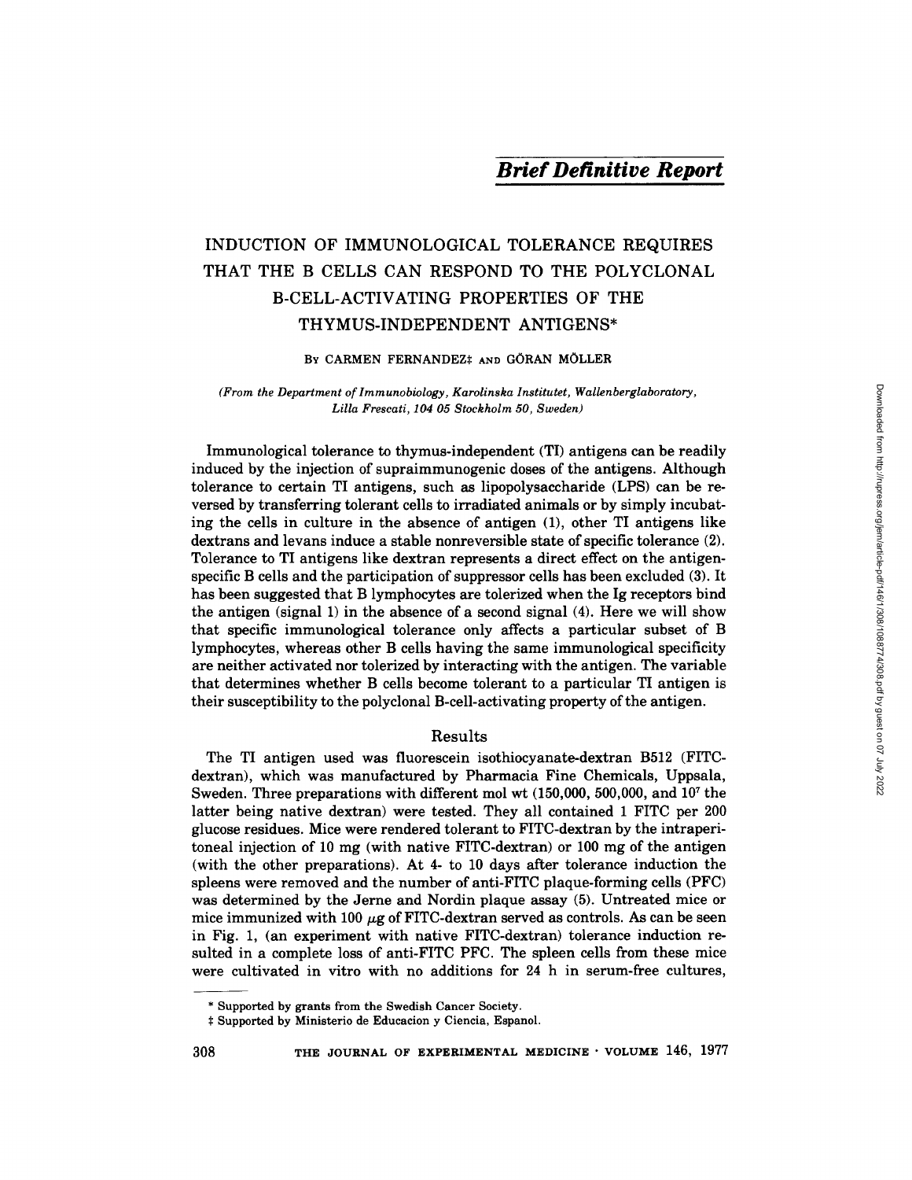*Brief Definitive Report*

# INDUCTION OF IMMUNOLOGICAL TOLERANCE REQUIRES THAT THE B CELLS CAN RESPOND TO THE POLYCLONAL B-CELL-ACTIVATING PROPERTIES OF THE THYMUS-INDEPENDENT ANTIGENS*

BY CARMEN FERNANDEZ‡ AND GÖRAN MÖLLER

*(From the Department of Immunobiology, Karolinska Institutet, Wallenberglaboratory, Lilla Frescati, 104 05 Stockholm 50, Sweden)*

Immunological tolerance to thymus-independent (TI) antigens can be readily induced by the injection of supraimmunogenic doses of the antigens. Although tolerance to certain TI antigens, such as lipopolysaccharide (LPS) can be reversed by transferring tolerant cells to irradiated animals or by simply incubating the cells in culture in the absence of antigen (1), other TI antigens like dextrans and levans induce a stable nonreversible state of specific tolerance (2). Tolerance to TI antigens like dextran represents a direct effect on the antigen-specific B cells and the participation of suppressor cells has been excluded (3). It has been suggested that B lymphocytes are tolerized when the Ig receptors bind the antigen (signal 1) in the absence of a second signal (4). Here we will show that specific immunological tolerance only affects a particular subset of B lymphocytes, whereas other B cells having the same immunological specificity are neither activated nor tolerized by interacting with the antigen. The variable that determines whether B cells become tolerant to a particular TI antigen is their susceptibility to the polyclonal B-cell-activating property of the antigen.

## Results

The TI antigen used was fluorescein isothiocyanate-dextran B512 (FITC-dextran), which was manufactured by Pharmacia Fine Chemicals, Uppsala, Sweden. Three preparations with different mol wt (150,000, 500,000, and $10^7$ the latter being native dextran) were tested. They all contained 1 FITC per 200 glucose residues. Mice were rendered tolerant to FITC-dextran by the intraperitoneal injection of 10 mg (with native FITC-dextran) or 100 mg of the antigen (with the other preparations). At 4- to 10 days after tolerance induction the spleens were removed and the number of anti-FITC plaque-forming cells (PFC) was determined by the Jerne and Nordin plaque assay (5). Untreated mice or mice immunized with 100 $\mu$g of FITC-dextran served as controls. As can be seen in Fig. 1, (an experiment with native FITC-dextran) tolerance induction resulted in a complete loss of anti-FITC PFC. The spleen cells from these mice were cultivated in vitro with no additions for 24 h in serum-free cultures,

---

* Supported by grants from the Swedish Cancer Society.

‡ Supported by Ministerio de Educacion y Ciencia, Espanol.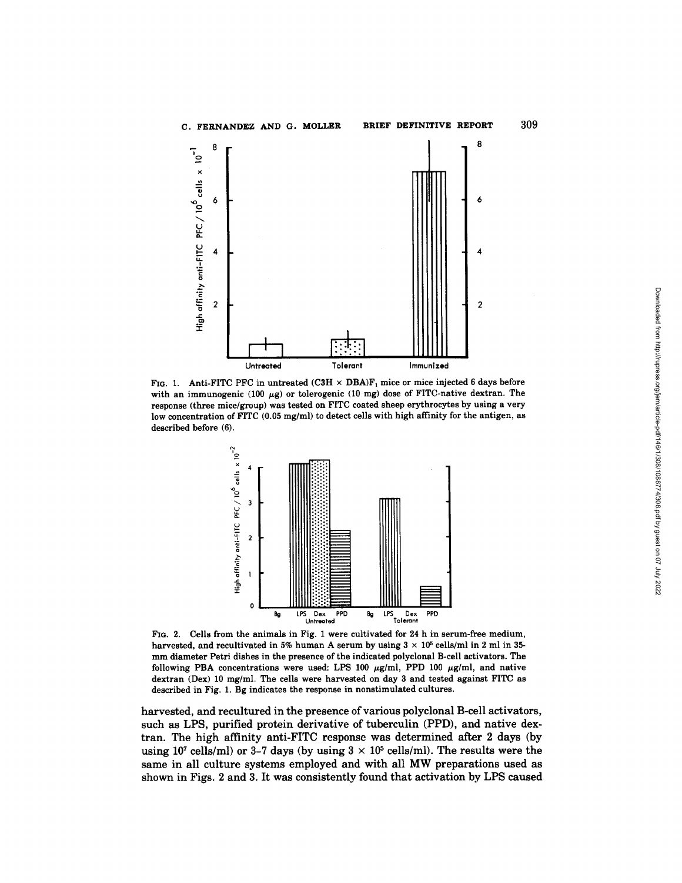FIG. 1. Anti-FITC PFC in untreated (C3H × DBA)F$_1$ mice or mice injected 6 days before with an immunogenic (100 $\mu$g) or tolerogenic (10 mg) dose of FITC-native dextran. The response (three mice/group) was tested on FITC coated sheep erythrocytes by using a very low concentration of FITC (0.05 mg/ml) to detect cells with high affinity for the antigen, as described before (6).

FIG. 2. Cells from the animals in Fig. 1 were cultivated for 24 h in serum-free medium, harvested, and recultivated in 5% human A serum by using $3 \times 10^5$ cells/ml in 2 ml in 35-mm diameter Petri dishes in the presence of the indicated polyclonal B-cell activators. The following PBA concentrations were used: LPS 100 $\mu$g/ml, PPD 100 $\mu$g/ml, and native dextran (Dex) 10 mg/ml. The cells were harvested on day 3 and tested against FITC as described in Fig. 1. Bg indicates the response in nonstimulated cultures.

harvested, and recultured in the presence of various polyclonal B-cell activators, such as LPS, purified protein derivative of tuberculin (PPD), and native dextran. The high affinity anti-FITC response was determined after 2 days (by using $10^7$ cells/ml) or 3–7 days (by using $3 \times 10^5$ cells/ml). The results were the same in all culture systems employed and with all MW preparations used as shown in Figs. 2 and 3. It was consistently found that activation by LPS caused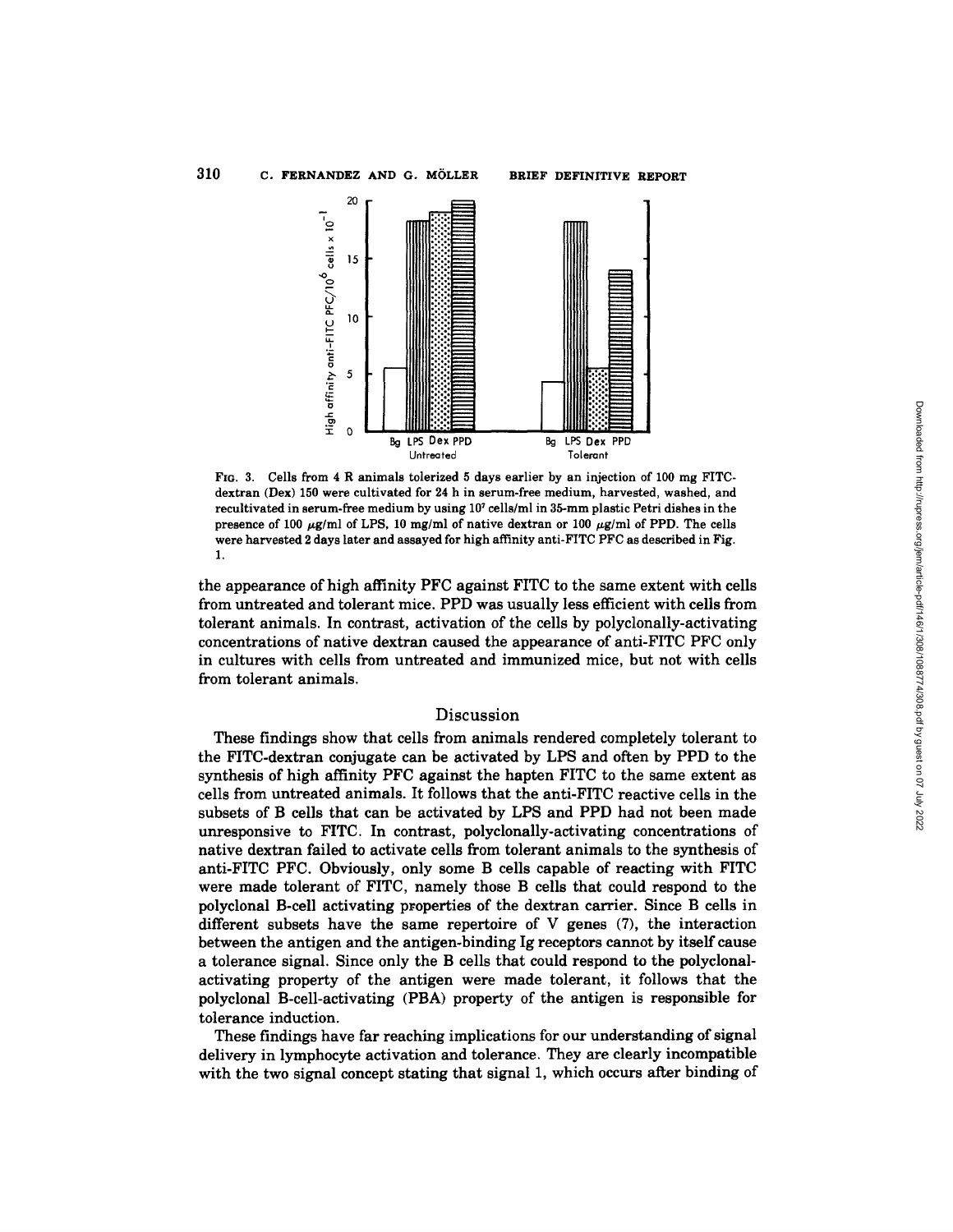FIG. 3. Cells from 4 R animals tolerized 5 days earlier by an injection of 100 mg FITC-dextran (Dex) 150 were cultivated for 24 h in serum-free medium, harvested, washed, and recultivated in serum-free medium by using $10^7$ cells/ml in 35-mm plastic Petri dishes in the presence of 100 $\mu$g/ml of LPS, 10 mg/ml of native dextran or 100 $\mu$g/ml of PPD. The cells were harvested 2 days later and assayed for high affinity anti-FITC PFC as described in Fig. 1.

the appearance of high affinity PFC against FITC to the same extent with cells from untreated and tolerant mice. PPD was usually less efficient with cells from tolerant animals. In contrast, activation of the cells by polyclonally-activating concentrations of native dextran caused the appearance of anti-FITC PFC only in cultures with cells from untreated and immunized mice, but not with cells from tolerant animals.

## Discussion

These findings show that cells from animals rendered completely tolerant to the FITC-dextran conjugate can be activated by LPS and often by PPD to the synthesis of high affinity PFC against the hapten FITC to the same extent as cells from untreated animals. It follows that the anti-FITC reactive cells in the subsets of B cells that can be activated by LPS and PPD had not been made unresponsive to FITC. In contrast, polyclonally-activating concentrations of native dextran failed to activate cells from tolerant animals to the synthesis of anti-FITC PFC. Obviously, only some B cells capable of reacting with FITC were made tolerant of FITC, namely those B cells that could respond to the polyclonal B-cell activating properties of the dextran carrier. Since B cells in different subsets have the same repertoire of V genes (7), the interaction between the antigen and the antigen-binding Ig receptors cannot by itself cause a tolerance signal. Since only the B cells that could respond to the polyclonal-activating property of the antigen were made tolerant, it follows that the polyclonal B-cell-activating (PBA) property of the antigen is responsible for tolerance induction.

These findings have far reaching implications for our understanding of signal delivery in lymphocyte activation and tolerance. They are clearly incompatible with the two signal concept stating that signal 1, which occurs after binding of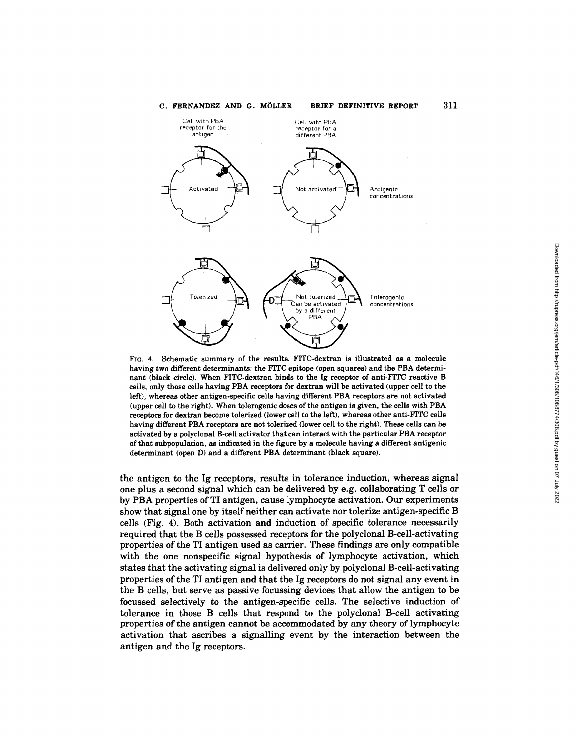Fig. 4. Schematic summary of the results. FITC-dextran is illustrated as a molecule having two different determinants: the FITC epitope (open squares) and the PBA determinant (black circle). When FITC-dextran binds to the Ig receptor of anti-FITC reactive B cells, only those cells having PBA receptors for dextran will be activated (upper cell to the left), whereas other antigen-specific cells having different PBA receptors are not activated (upper cell to the right). When tolerogenic doses of the antigen is given, the cells with PBA receptors for dextran become tolerized (lower cell to the left), whereas other anti-FITC cells having different PBA receptors are not tolerized (lower cell to the right). These cells can be activated by a polyclonal B-cell activator that can interact with the particular PBA receptor of that subpopulation, as indicated in the figure by a molecule having a different antigenic determinant (open D) and a different PBA determinant (black square).

the antigen to the Ig receptors, results in tolerance induction, whereas signal one plus a second signal which can be delivered by e.g. collaborating T cells or by PBA properties of TI antigen, cause lymphocyte activation. Our experiments show that signal one by itself neither can activate nor tolerize antigen-specific B cells (Fig. 4). Both activation and induction of specific tolerance necessarily required that the B cells possessed receptors for the polyclonal B-cell-activating properties of the TI antigen used as carrier. These findings are only compatible with the one nonspecific signal hypothesis of lymphocyte activation, which states that the activating signal is delivered only by polyclonal B-cell-activating properties of the TI antigen and that the Ig receptors do not signal any event in the B cells, but serve as passive focussing devices that allow the antigen to be focussed selectively to the antigen-specific cells. The selective induction of tolerance in those B cells that respond to the polyclonal B-cell activating properties of the antigen cannot be accommodated by any theory of lymphocyte activation that ascribes a signalling event by the interaction between the antigen and the Ig receptors.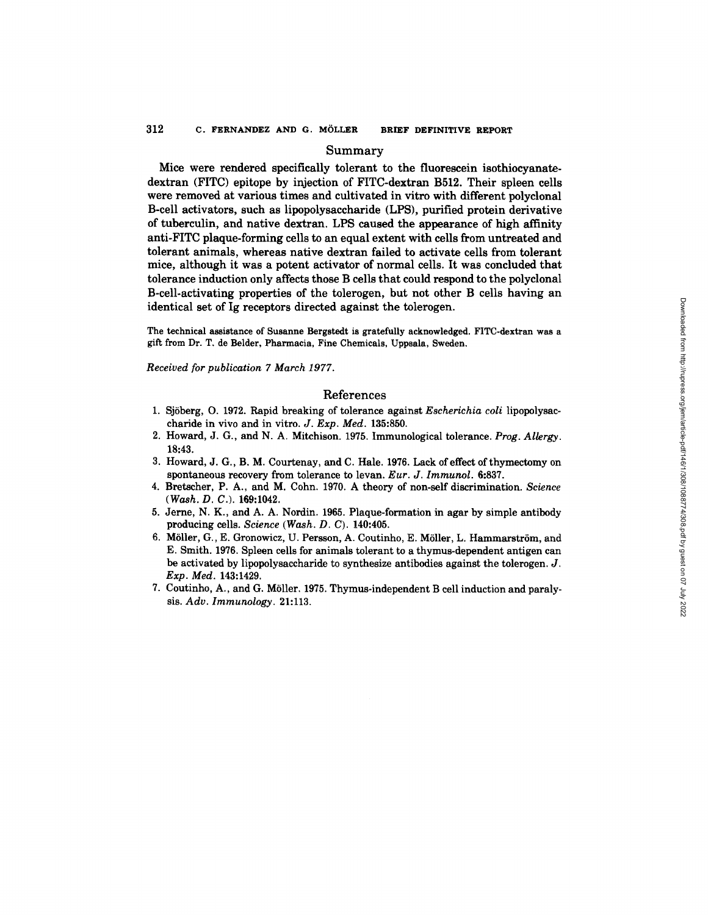## Summary

Mice were rendered specifically tolerant to the fluorescein isothiocyanate-dextran (FITC) epitope by injection of FITC-dextran B512. Their spleen cells were removed at various times and cultivated in vitro with different polyclonal B-cell activators, such as lipopolysaccharide (LPS), purified protein derivative of tuberculin, and native dextran. LPS caused the appearance of high affinity anti-FITC plaque-forming cells to an equal extent with cells from untreated and tolerant animals, whereas native dextran failed to activate cells from tolerant mice, although it was a potent activator of normal cells. It was concluded that tolerance induction only affects those B cells that could respond to the polyclonal B-cell-activating properties of the tolerogen, but not other B cells having an identical set of Ig receptors directed against the tolerogen.

The technical assistance of Susanne Bergstedt is gratefully acknowledged. FITC-dextran was a gift from Dr. T. de Belder, Pharmacia, Fine Chemicals, Uppsala, Sweden.

*Received for publication 7 March 1977.*

## References

1. Sjöberg, O. 1972. Rapid breaking of tolerance against *Escherichia coli* lipopolysaccharide in vivo and in vitro. *J. Exp. Med.* **135**:850.
2. Howard, J. G., and N. A. Mitchison. 1975. Immunological tolerance. *Prog. Allergy.* **18**:43.
3. Howard, J. G., B. M. Courtenay, and C. Hale. 1976. Lack of effect of thymectomy on spontaneous recovery from tolerance to levan. *Eur. J. Immunol.* **6**:837.
4. Bretscher, P. A., and M. Cohn. 1970. A theory of non-self discrimination. *Science (Wash. D. C.).* **169**:1042.
5. Jerne, N. K., and A. A. Nordin. 1965. Plaque-formation in agar by simple antibody producing cells. *Science (Wash. D. C).* **140**:405.
6. Möller, G., E. Gronowicz, U. Persson, A. Coutinho, E. Möller, L. Hammarström, and E. Smith. 1976. Spleen cells for animals tolerant to a thymus-dependent antigen can be activated by lipopolysaccharide to synthesize antibodies against the tolerogen. *J. Exp. Med.* **143**:1429.
7. Coutinho, A., and G. Möller. 1975. Thymus-independent B cell induction and paralysis. *Adv. Immunology.* **21**:113.